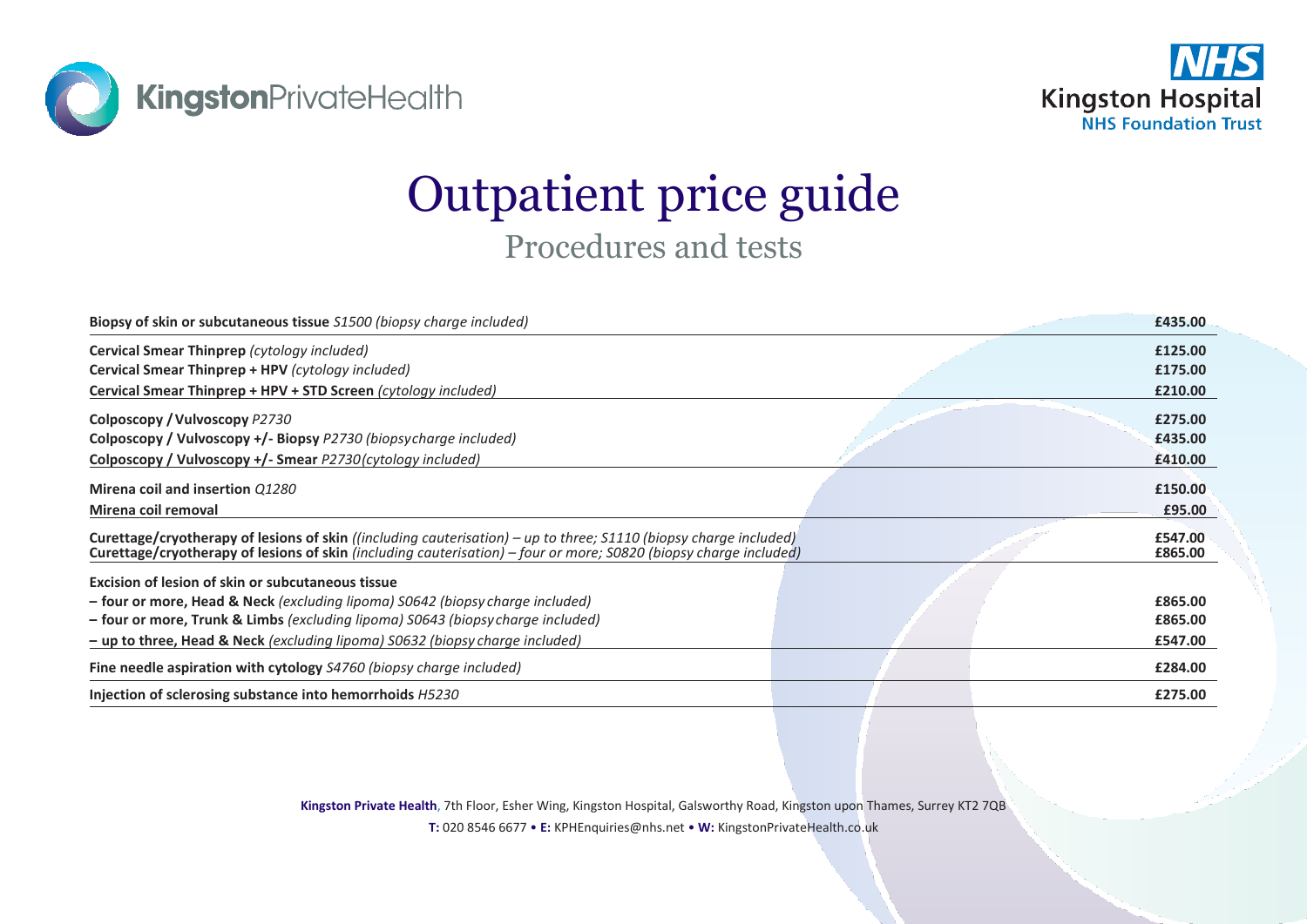# Outpatient price guide

## Procedures and tests

| Procedure | Price |
|---|---|
| **Biopsy of skin or subcutaneous tissue** *S1500 (biopsy charge included)* | **£435.00** |
| **Cervical Smear Thinprep** *(cytology included)* | **£125.00** |
| **Cervical Smear Thinprep + HPV** *(cytology included)* | **£175.00** |
| **Cervical Smear Thinprep + HPV + STD Screen** *(cytology included)* | **£210.00** |
| **Colposcopy / Vulvoscopy** *P2730* | **£275.00** |
| **Colposcopy / Vulvoscopy +/- Biopsy** *P2730 (biopsy charge included)* | **£435.00** |
| **Colposcopy / Vulvoscopy +/- Smear** *P2730 (cytology included)* | **£410.00** |
| **Mirena coil and insertion** *Q1280* | **£150.00** |
| **Mirena coil removal** | **£95.00** |
| **Curettage/cryotherapy of lesions of skin** *((including cauterisation) – up to three; S1110 (biopsy charge included)* | **£547.00** |
| **Curettage/cryotherapy of lesions of skin** *(including cauterisation) – four or more; S0820 (biopsy charge included)* | **£865.00** |
| **Excision of lesion of skin or subcutaneous tissue** | |
| **– four or more, Head & Neck** *(excluding lipoma) S0642 (biopsy charge included)* | **£865.00** |
| **– four or more, Trunk & Limbs** *(excluding lipoma) S0643 (biopsy charge included)* | **£865.00** |
| **– up to three, Head & Neck** *(excluding lipoma) S0632 (biopsy charge included)* | **£547.00** |
| **Fine needle aspiration with cytology** *S4760 (biopsy charge included)* | **£284.00** |
| **Injection of sclerosing substance into hemorrhoids** *H5230* | **£275.00** |

**Kingston Private Health**, 7th Floor, Esher Wing, Kingston Hospital, Galsworthy Road, Kingston upon Thames, Surrey KT2 7QB

**T:** 020 8546 6677 • **E:** KPHEnquiries@nhs.net • **W:** KingstonPrivateHealth.co.uk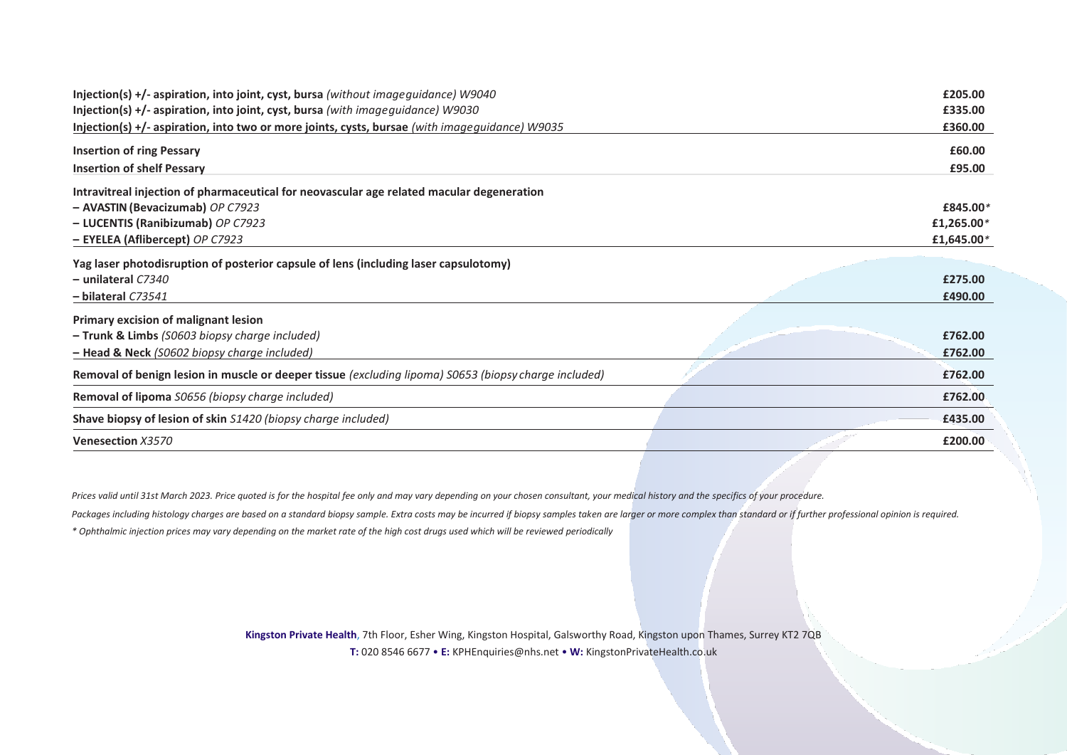| | |
|---|---|
| **Injection(s) +/- aspiration, into joint, cyst, bursa** *(without imageguidance) W9040* | **£205.00** |
| **Injection(s) +/- aspiration, into joint, cyst, bursa** *(with imageguidance) W9030* | **£335.00** |
| **Injection(s) +/- aspiration, into two or more joints, cysts, bursae** *(with imageguidance) W9035* | **£360.00** |
| **Insertion of ring Pessary** | **£60.00** |
| **Insertion of shelf Pessary** | **£95.00** |
| **Intravitreal injection of pharmaceutical for neovascular age related macular degeneration** | |
| **– AVASTIN (Bevacizumab)** *OP C7923* | **£845.00***** |
| **– LUCENTIS (Ranibizumab)** *OP C7923* | **£1,265.00***** |
| **– EYELEA (Aflibercept)** *OP C7923* | **£1,645.00***** |
| **Yag laser photodisruption of posterior capsule of lens (including laser capsulotomy)** | |
| **– unilateral** *C7340* | **£275.00** |
| **– bilateral** *C73541* | **£490.00** |
| **Primary excision of malignant lesion** | |
| **– Trunk & Limbs** *(S0603 biopsy charge included)* | **£762.00** |
| **– Head & Neck** *(S0602 biopsy charge included)* | **£762.00** |
| **Removal of benign lesion in muscle or deeper tissue** *(excluding lipoma) S0653 (biopsy charge included)* | **£762.00** |
| **Removal of lipoma** *S0656 (biopsy charge included)* | **£762.00** |
| **Shave biopsy of lesion of skin** *S1420 (biopsy charge included)* | **£435.00** |
| **Venesection** *X3570* | **£200.00** |

*Prices valid until 31st March 2023. Price quoted is for the hospital fee only and may vary depending on your chosen consultant, your medical history and the specifics of your procedure.*

*Packages including histology charges are based on a standard biopsy sample. Extra costs may be incurred if biopsy samples taken are larger or more complex than standard or if further professional opinion is required.*

*\* Ophthalmic injection prices may vary depending on the market rate of the high cost drugs used which will be reviewed periodically*

**Kingston Private Health**, 7th Floor, Esher Wing, Kingston Hospital, Galsworthy Road, Kingston upon Thames, Surrey KT2 7QB

**T:** 020 8546 6677 • **E:** KPHEnquiries@nhs.net • **W:** KingstonPrivateHealth.co.uk